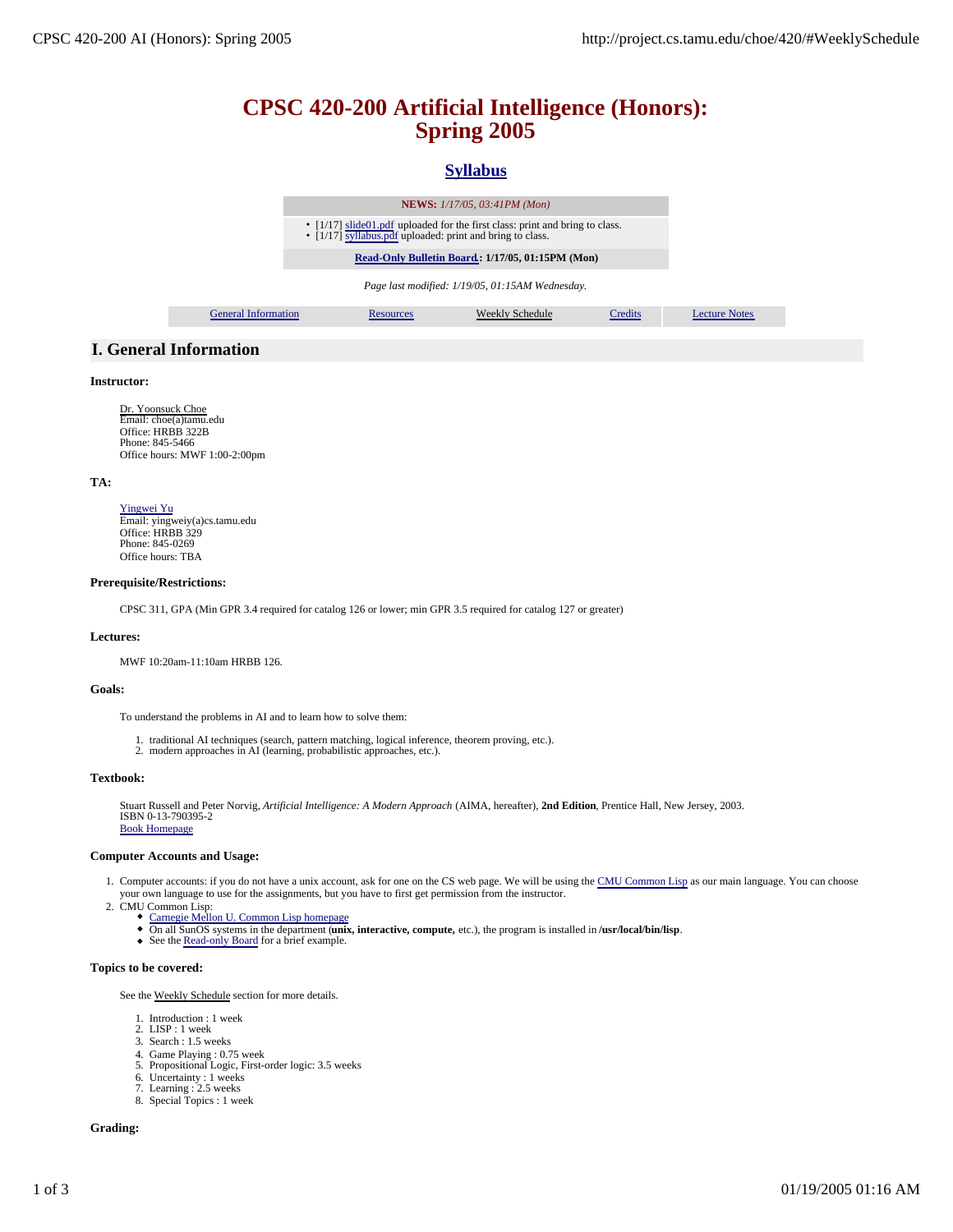# CPSC 420-200 Artificial Intelligence (Honors): Spring 2005

## Syllabus

**NEWS:** *1/17/05, 03:41PM (Mon)*

- [1/17] slide01.pdf uploaded for the first class: print and bring to class.
- [1/17] syllabus.pdf uploaded: print and bring to class.

**Read-Only Bulletin Board.: 1/17/05, 01:15PM (Mon)**

*Page last modified: 1/19/05, 01:15AM Wednesday.*

| General Information | Resources | Weekly Schedule | Credits | Lecture Notes |
|---|---|---|---|---|

## I. General Information

### Instructor:

Dr. Yoonsuck Choe
Email: choe(a)tamu.edu
Office: HRBB 322B
Phone: 845-5466
Office hours: MWF 1:00-2:00pm

### TA:

Yingwei Yu
Email: yingweiy(a)cs.tamu.edu
Office: HRBB 329
Phone: 845-0269
Office hours: TBA

### Prerequisite/Restrictions:

CPSC 311, GPA (Min GPR 3.4 required for catalog 126 or lower; min GPR 3.5 required for catalog 127 or greater)

### Lectures:

MWF 10:20am-11:10am HRBB 126.

### Goals:

To understand the problems in AI and to learn how to solve them:

1. traditional AI techniques (search, pattern matching, logical inference, theorem proving, etc.).
2. modern approaches in AI (learning, probabilistic approaches, etc.).

### Textbook:

Stuart Russell and Peter Norvig, *Artificial Intelligence: A Modern Approach* (AIMA, hereafter), **2nd Edition**, Prentice Hall, New Jersey, 2003.
ISBN 0-13-790395-2
Book Homepage

### Computer Accounts and Usage:

1. Computer accounts: if you do not have a unix account, ask for one on the CS web page. We will be using the CMU Common Lisp as our main language. You can choose your own language to use for the assignments, but you have to first get permission from the instructor.
2. CMU Common Lisp:
   - Carnegie Mellon U. Common Lisp homepage
   - On all SunOS systems in the department (**unix, interactive, compute,** etc.), the program is installed in **/usr/local/bin/lisp**.
   - See the Read-only Board for a brief example.

### Topics to be covered:

See the Weekly Schedule section for more details.

1. Introduction : 1 week
2. LISP : 1 week
3. Search : 1.5 weeks
4. Game Playing : 0.75 week
5. Propositional Logic, First-order logic: 3.5 weeks
6. Uncertainty : 1 weeks
7. Learning : 2.5 weeks
8. Special Topics : 1 week

### Grading: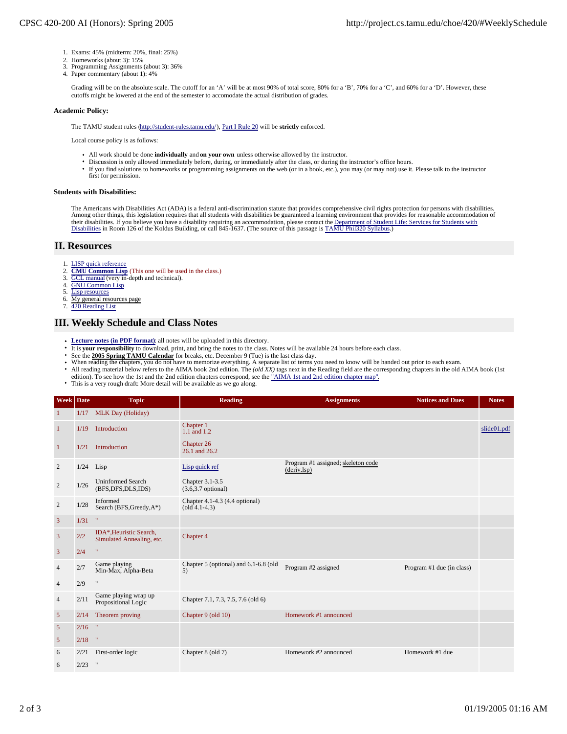1. Exams: 45% (midterm: 20%, final: 25%)
2. Homeworks (about 3): 15%
3. Programming Assignments (about 3): 36%
4. Paper commentary (about 1): 4%

Grading will be on the absolute scale. The cutoff for an 'A' will be at most 90% of total score, 80% for a 'B', 70% for a 'C', and 60% for a 'D'. However, these cutoffs might be lowered at the end of the semester to accomodate the actual distribution of grades.

### Academic Policy:

The TAMU student rules (http://student-rules.tamu.edu/), Part I Rule 20 will be **strictly** enforced.

Local course policy is as follows:

- All work should be done **individually** and **on your own** unless otherwise allowed by the instructor.
- Discussion is only allowed immediately before, during, or immediately after the class, or during the instructor's office hours.
- If you find solutions to homeworks or programming assignments on the web (or in a book, etc.), you may (or may not) use it. Please talk to the instructor first for permission.

### Students with Disabilities:

The Americans with Disabilities Act (ADA) is a federal anti-discrimination statute that provides comprehensive civil rights protection for persons with disabilities. Among other things, this legislation requires that all students with disabilities be guaranteed a learning environment that provides for reasonable accommodation of their disabilities. If you believe you have a disability requiring an accommodation, please contact the Department of Student Life: Services for Students with Disabilities in Room 126 of the Koldus Building, or call 845-1637. (The source of this passage is TAMU Phil320 Syllabus.)

## II. Resources

1. LISP quick reference
2. **CMU Common Lisp** (This one will be used in the class.)
3. GCL manual (very in-depth and technical).
4. GNU Common Lisp
5. Lisp resources
6. My general resources page
7. 420 Reading List

## III. Weekly Schedule and Class Notes

- **Lecture notes (in PDF format)**: all notes will be uploaded in this directory.
- It is **your responsibility** to download, print, and bring the notes to the class. Notes will be available 24 hours before each class.
- See the **2005 Spring TAMU Calendar** for breaks, etc. December 9 (Tue) is the last class day.
- When reading the chapters, you do not have to memorize everything. A separate list of terms you need to know will be handed out prior to each exam.
- All reading material below refers to the AIMA book 2nd edition. The *(old XX)* tags next in the Reading field are the corresponding chapters in the old AIMA book (1st edition). To see how the 1st and the 2nd edition chapters correspond, see the "AIMA 1st and 2nd edition chapter map".
- This is a very rough draft: More detail will be available as we go along.

| Week | Date | Topic | Reading | Assignments | Notices and Dues | Notes |
|---|---|---|---|---|---|---|
| 1 | 1/17 | MLK Day (Holiday) | | | | |
| 1 | 1/19 | Introduction | Chapter 1<br>1.1 and 1.2 | | | slide01.pdf |
| 1 | 1/21 | Introduction | Chapter 26<br>26.1 and 26.2 | | | |
| 2 | 1/24 | Lisp | Lisp quick ref | Program #1 assigned; skeleton code (deriv.lsp) | | |
| 2 | 1/26 | Uninformed Search (BFS,DFS,DLS,IDS) | Chapter 3.1-3.5<br>(3.6,3.7 optional) | | | |
| 2 | 1/28 | Informed Search (BFS,Greedy,A*) | Chapter 4.1-4.3 (4.4 optional)<br>(old 4.1-4.3) | | | |
| 3 | 1/31 | " | | | | |
| 3 | 2/2 | IDA*,Heuristic Search, Simulated Annealing, etc. | Chapter 4 | | | |
| 3 | 2/4 | " | | | | |
| 4 | 2/7 | Game playing<br>Min-Max, Alpha-Beta | Chapter 5 (optional) and 6.1-6.8 (old 5) | Program #2 assigned | Program #1 due (in class) | |
| 4 | 2/9 | " | | | | |
| 4 | 2/11 | Game playing wrap up<br>Propositional Logic | Chapter 7.1, 7.3, 7.5, 7.6 (old 6) | | | |
| 5 | 2/14 | Theorem proving | Chapter 9 (old 10) | Homework #1 announced | | |
| 5 | 2/16 | " | | | | |
| 5 | 2/18 | " | | | | |
| 6 | 2/21 | First-order logic | Chapter 8 (old 7) | Homework #2 announced | Homework #1 due | |
| 6 | 2/23 | " | | | | |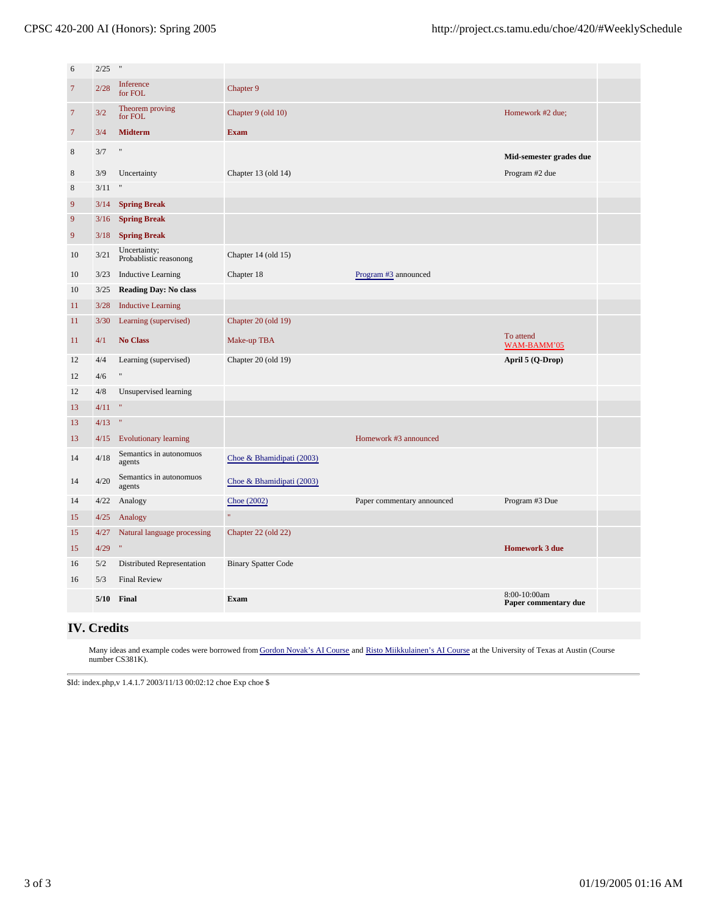| | | | | | | |
|---|---|---|---|---|---|---|
| 6 | 2/25 | " | | | | |
| 7 | 2/28 | Inference for FOL | Chapter 9 | | | |
| 7 | 3/2 | Theorem proving for FOL | Chapter 9 (old 10) | | Homework #2 due; | |
| 7 | 3/4 | **Midterm** | **Exam** | | | |
| 8 | 3/7 | " | | | **Mid-semester grades due** | |
| 8 | 3/9 | Uncertainty | Chapter 13 (old 14) | | Program #2 due | |
| 8 | 3/11 | " | | | | |
| 9 | 3/14 | **Spring Break** | | | | |
| 9 | 3/16 | **Spring Break** | | | | |
| 9 | 3/18 | **Spring Break** | | | | |
| 10 | 3/21 | Uncertainty; Probablistic reasonong | Chapter 14 (old 15) | | | |
| 10 | 3/23 | Inductive Learning | Chapter 18 | Program #3 announced | | |
| 10 | 3/25 | **Reading Day: No class** | | | | |
| 11 | 3/28 | Inductive Learning | | | | |
| 11 | 3/30 | Learning (supervised) | Chapter 20 (old 19) | | | |
| 11 | 4/1 | **No Class** | Make-up TBA | | To attend WAM-BAMM'05 | |
| 12 | 4/4 | Learning (supervised) | Chapter 20 (old 19) | | **April 5 (Q-Drop)** | |
| 12 | 4/6 | " | | | | |
| 12 | 4/8 | Unsupervised learning | | | | |
| 13 | 4/11 | " | | | | |
| 13 | 4/13 | " | | | | |
| 13 | 4/15 | Evolutionary learning | | Homework #3 announced | | |
| 14 | 4/18 | Semantics in autonomuos agents | Choe & Bhamidipati (2003) | | | |
| 14 | 4/20 | Semantics in autonomuos agents | Choe & Bhamidipati (2003) | | | |
| 14 | 4/22 | Analogy | Choe (2002) | Paper commentary announced | Program #3 Due | |
| 15 | 4/25 | Analogy | " | | | |
| 15 | 4/27 | Natural language processing | Chapter 22 (old 22) | | | |
| 15 | 4/29 | " | | | **Homework 3 due** | |
| 16 | 5/2 | Distributed Representation | Binary Spatter Code | | | |
| 16 | 5/3 | Final Review | | | | |
| | **5/10** | **Final** | **Exam** | | 8:00-10:00am **Paper commentary due** | |

## IV. Credits

Many ideas and example codes were borrowed from Gordon Novak's AI Course and Risto Miikkulainen's AI Course at the University of Texas at Austin (Course number CS381K).

---

$Id: index.php,v 1.4.1.7 2003/11/13 00:02:12 choe Exp choe $